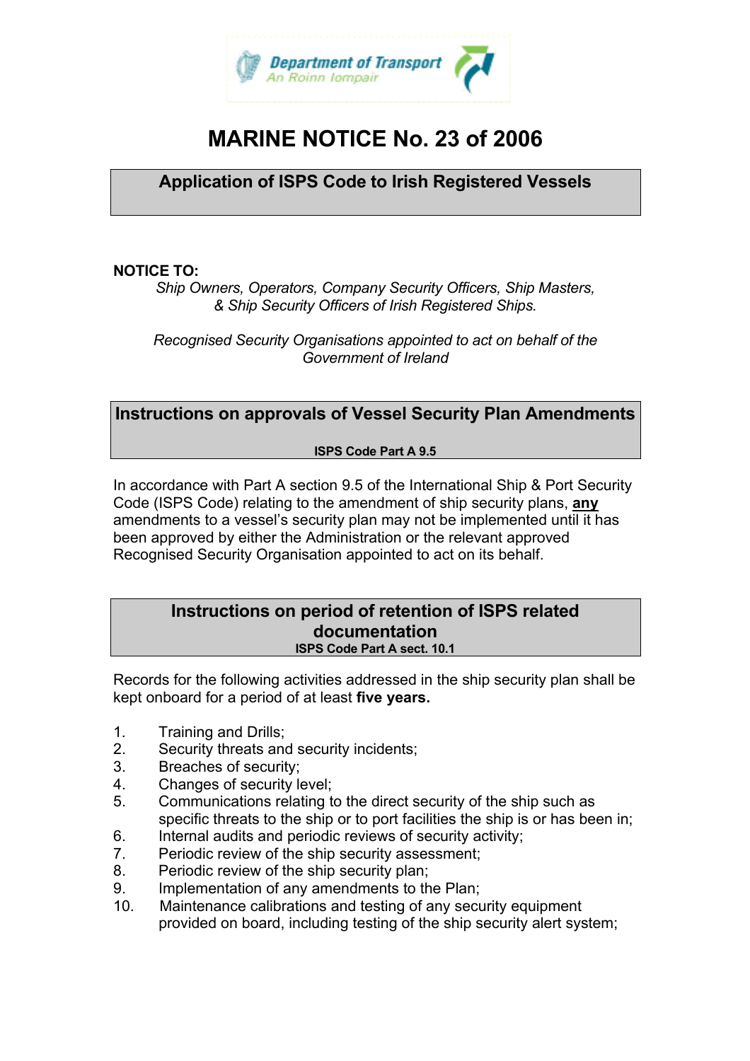Department of Transport
An Roinn Iompair

# MARINE NOTICE No. 23 of 2006

## Application of ISPS Code to Irish Registered Vessels

**NOTICE TO:**

*Ship Owners, Operators, Company Security Officers, Ship Masters, & Ship Security Officers of Irish Registered Ships.*

*Recognised Security Organisations appointed to act on behalf of the Government of Ireland*

## Instructions on approvals of Vessel Security Plan Amendments

**ISPS Code Part A 9.5**

In accordance with Part A section 9.5 of the International Ship & Port Security Code (ISPS Code) relating to the amendment of ship security plans, **any** amendments to a vessel's security plan may not be implemented until it has been approved by either the Administration or the relevant approved Recognised Security Organisation appointed to act on its behalf.

## Instructions on period of retention of ISPS related documentation

**ISPS Code Part A sect. 10.1**

Records for the following activities addressed in the ship security plan shall be kept onboard for a period of at least **five years.**

1. Training and Drills;
2. Security threats and security incidents;
3. Breaches of security;
4. Changes of security level;
5. Communications relating to the direct security of the ship such as specific threats to the ship or to port facilities the ship is or has been in;
6. Internal audits and periodic reviews of security activity;
7. Periodic review of the ship security assessment;
8. Periodic review of the ship security plan;
9. Implementation of any amendments to the Plan;
10. Maintenance calibrations and testing of any security equipment provided on board, including testing of the ship security alert system;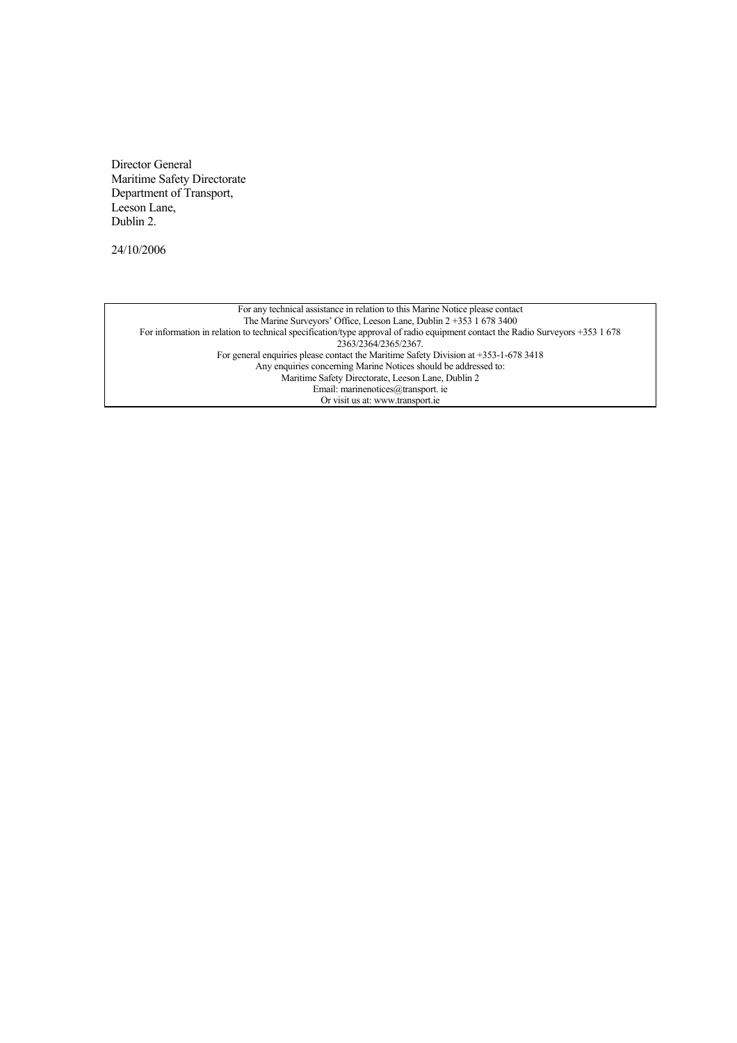Director General
Maritime Safety Directorate
Department of Transport,
Leeson Lane,
Dublin 2.

24/10/2006

For any technical assistance in relation to this Marine Notice please contact
The Marine Surveyors' Office, Leeson Lane, Dublin 2 +353 1 678 3400
For information in relation to technical specification/type approval of radio equipment contact the Radio Surveyors +353 1 678 2363/2364/2365/2367.
For general enquiries please contact the Maritime Safety Division at +353-1-678 3418
Any enquiries concerning Marine Notices should be addressed to:
Maritime Safety Directorate, Leeson Lane, Dublin 2
Email: marinenotices@transport. ie
Or visit us at: www.transport.ie